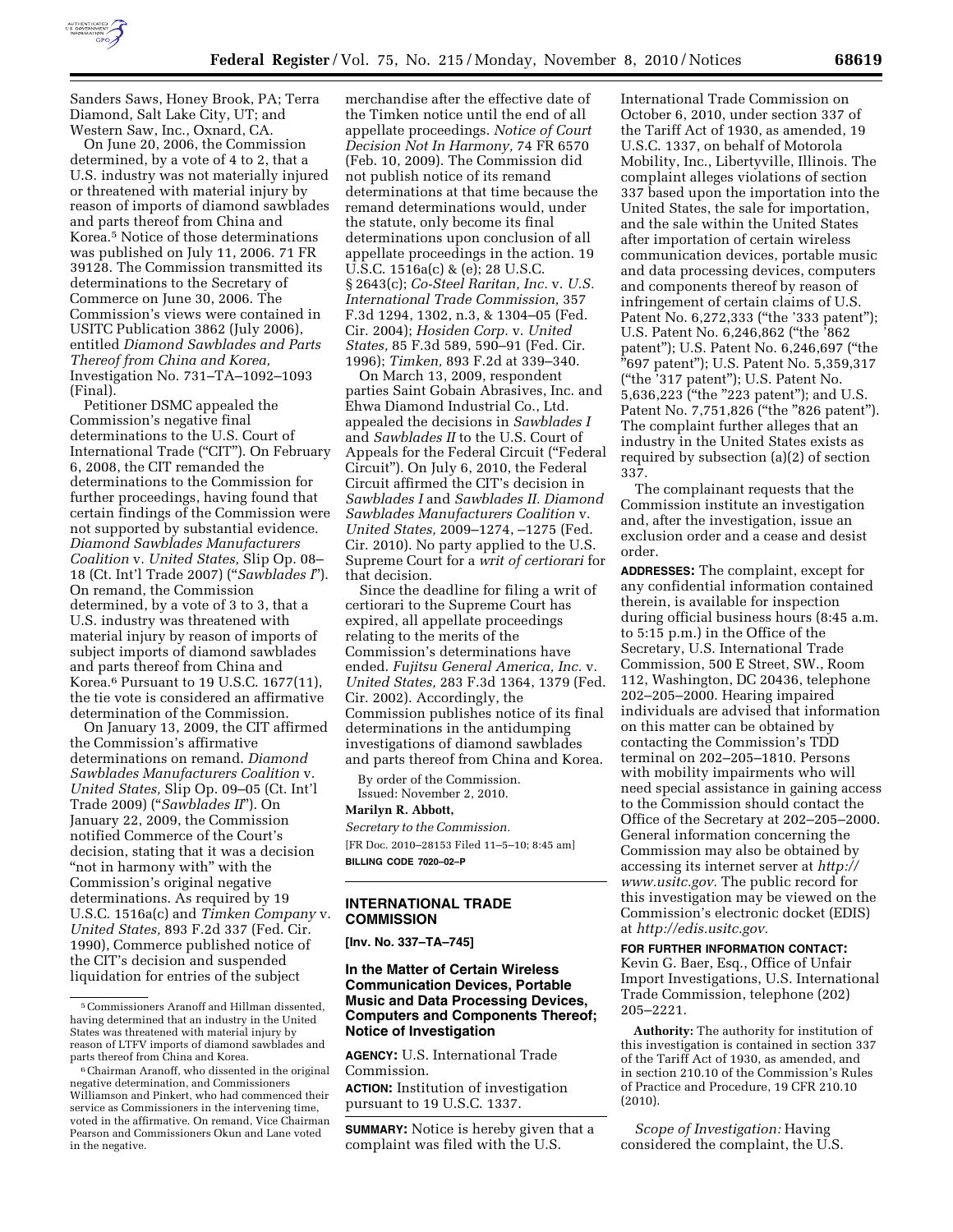Sanders Saws, Honey Brook, PA; Terra Diamond, Salt Lake City, UT; and Western Saw, Inc., Oxnard, CA.

On June 20, 2006, the Commission determined, by a vote of 4 to 2, that a U.S. industry was not materially injured or threatened with material injury by reason of imports of diamond sawblades and parts thereof from China and Korea.[5] Notice of those determinations was published on July 11, 2006. 71 FR 39128. The Commission transmitted its determinations to the Secretary of Commerce on June 30, 2006. The Commission's views were contained in USITC Publication 3862 (July 2006), entitled *Diamond Sawblades and Parts Thereof from China and Korea,* Investigation No. 731–TA–1092–1093 (Final).

Petitioner DSMC appealed the Commission's negative final determinations to the U.S. Court of International Trade ("CIT"). On February 6, 2008, the CIT remanded the determinations to the Commission for further proceedings, having found that certain findings of the Commission were not supported by substantial evidence. *Diamond Sawblades Manufacturers Coalition* v. *United States,* Slip Op. 08–18 (Ct. Int'l Trade 2007) ("*Sawblades I*"). On remand, the Commission determined, by a vote of 3 to 3, that a U.S. industry was threatened with material injury by reason of imports of subject imports of diamond sawblades and parts thereof from China and Korea.[6] Pursuant to 19 U.S.C. 1677(11), the tie vote is considered an affirmative determination of the Commission.

On January 13, 2009, the CIT affirmed the Commission's affirmative determinations on remand. *Diamond Sawblades Manufacturers Coalition* v. *United States,* Slip Op. 09–05 (Ct. Int'l Trade 2009) ("*Sawblades II*"). On January 22, 2009, the Commission notified Commerce of the Court's decision, stating that it was a decision "not in harmony with" with the Commission's original negative determinations. As required by 19 U.S.C. 1516a(c) and *Timken Company* v. *United States,* 893 F.2d 337 (Fed. Cir. 1990), Commerce published notice of the CIT's decision and suspended liquidation for entries of the subject merchandise after the effective date of the Timken notice until the end of all appellate proceedings. *Notice of Court Decision Not In Harmony,* 74 FR 6570 (Feb. 10, 2009). The Commission did not publish notice of its remand determinations at that time because the remand determinations would, under the statute, only become its final determinations upon conclusion of all appellate proceedings in the action. 19 U.S.C. 1516a(c) & (e); 28 U.S.C. § 2643(c); *Co-Steel Raritan, Inc.* v. *U.S. International Trade Commission,* 357 F.3d 1294, 1302, n.3, & 1304–05 (Fed. Cir. 2004); *Hosiden Corp.* v. *United States,* 85 F.3d 589, 590–91 (Fed. Cir. 1996); *Timken,* 893 F.2d at 339–340.

On March 13, 2009, respondent parties Saint Gobain Abrasives, Inc. and Ehwa Diamond Industrial Co., Ltd. appealed the decisions in *Sawblades I* and *Sawblades II* to the U.S. Court of Appeals for the Federal Circuit ("Federal Circuit"). On July 6, 2010, the Federal Circuit affirmed the CIT's decision in *Sawblades I* and *Sawblades II. Diamond Sawblades Manufacturers Coalition* v. *United States,* 2009–1274, –1275 (Fed. Cir. 2010). No party applied to the U.S. Supreme Court for a *writ of certiorari* for that decision.

Since the deadline for filing a writ of certiorari to the Supreme Court has expired, all appellate proceedings relating to the merits of the Commission's determinations have ended. *Fujitsu General America, Inc.* v. *United States,* 283 F.3d 1364, 1379 (Fed. Cir. 2002). Accordingly, the Commission publishes notice of its final determinations in the antidumping investigations of diamond sawblades and parts thereof from China and Korea.

By order of the Commission.

Issued: November 2, 2010.

**Marilyn R. Abbott,**

*Secretary to the Commission.*

[FR Doc. 2010–28153 Filed 11–5–10; 8:45 am]

**BILLING CODE 7020–02–P**

[5] Commissioners Aranoff and Hillman dissented, having determined that an industry in the United States was threatened with material injury by reason of LTFV imports of diamond sawblades and parts thereof from China and Korea.

[6] Chairman Aranoff, who dissented in the original negative determination, and Commissioners Williamson and Pinkert, who had commenced their service as Commissioners in the intervening time, voted in the affirmative. On remand, Vice Chairman Pearson and Commissioners Okun and Lane voted in the negative.

---

## INTERNATIONAL TRADE COMMISSION

**[Inv. No. 337–TA–745]**

### In the Matter of Certain Wireless Communication Devices, Portable Music and Data Processing Devices, Computers and Components Thereof; Notice of Investigation

**AGENCY:** U.S. International Trade Commission.

**ACTION:** Institution of investigation pursuant to 19 U.S.C. 1337.

**SUMMARY:** Notice is hereby given that a complaint was filed with the U.S. International Trade Commission on October 6, 2010, under section 337 of the Tariff Act of 1930, as amended, 19 U.S.C. 1337, on behalf of Motorola Mobility, Inc., Libertyville, Illinois. The complaint alleges violations of section 337 based upon the importation into the United States, the sale for importation, and the sale within the United States after importation of certain wireless communication devices, portable music and data processing devices, computers and components thereof by reason of infringement of certain claims of U.S. Patent No. 6,272,333 ("the '333 patent"); U.S. Patent No. 6,246,862 ("the '862 patent"); U.S. Patent No. 6,246,697 ("the "697 patent"); U.S. Patent No. 5,359,317 ("the '317 patent"); U.S. Patent No. 5,636,223 ("the "223 patent"); and U.S. Patent No. 7,751,826 ("the "826 patent"). The complaint further alleges that an industry in the United States exists as required by subsection (a)(2) of section 337.

The complainant requests that the Commission institute an investigation and, after the investigation, issue an exclusion order and a cease and desist order.

**ADDRESSES:** The complaint, except for any confidential information contained therein, is available for inspection during official business hours (8:45 a.m. to 5:15 p.m.) in the Office of the Secretary, U.S. International Trade Commission, 500 E Street, SW., Room 112, Washington, DC 20436, telephone 202–205–2000. Hearing impaired individuals are advised that information on this matter can be obtained by contacting the Commission's TDD terminal on 202–205–1810. Persons with mobility impairments who will need special assistance in gaining access to the Commission should contact the Office of the Secretary at 202–205–2000. General information concerning the Commission may also be obtained by accessing its internet server at *http://www.usitc.gov.* The public record for this investigation may be viewed on the Commission's electronic docket (EDIS) at *http://edis.usitc.gov.*

**FOR FURTHER INFORMATION CONTACT:** Kevin G. Baer, Esq., Office of Unfair Import Investigations, U.S. International Trade Commission, telephone (202) 205–2221.

**Authority:** The authority for institution of this investigation is contained in section 337 of the Tariff Act of 1930, as amended, and in section 210.10 of the Commission's Rules of Practice and Procedure, 19 CFR 210.10 (2010).

*Scope of Investigation:* Having considered the complaint, the U.S.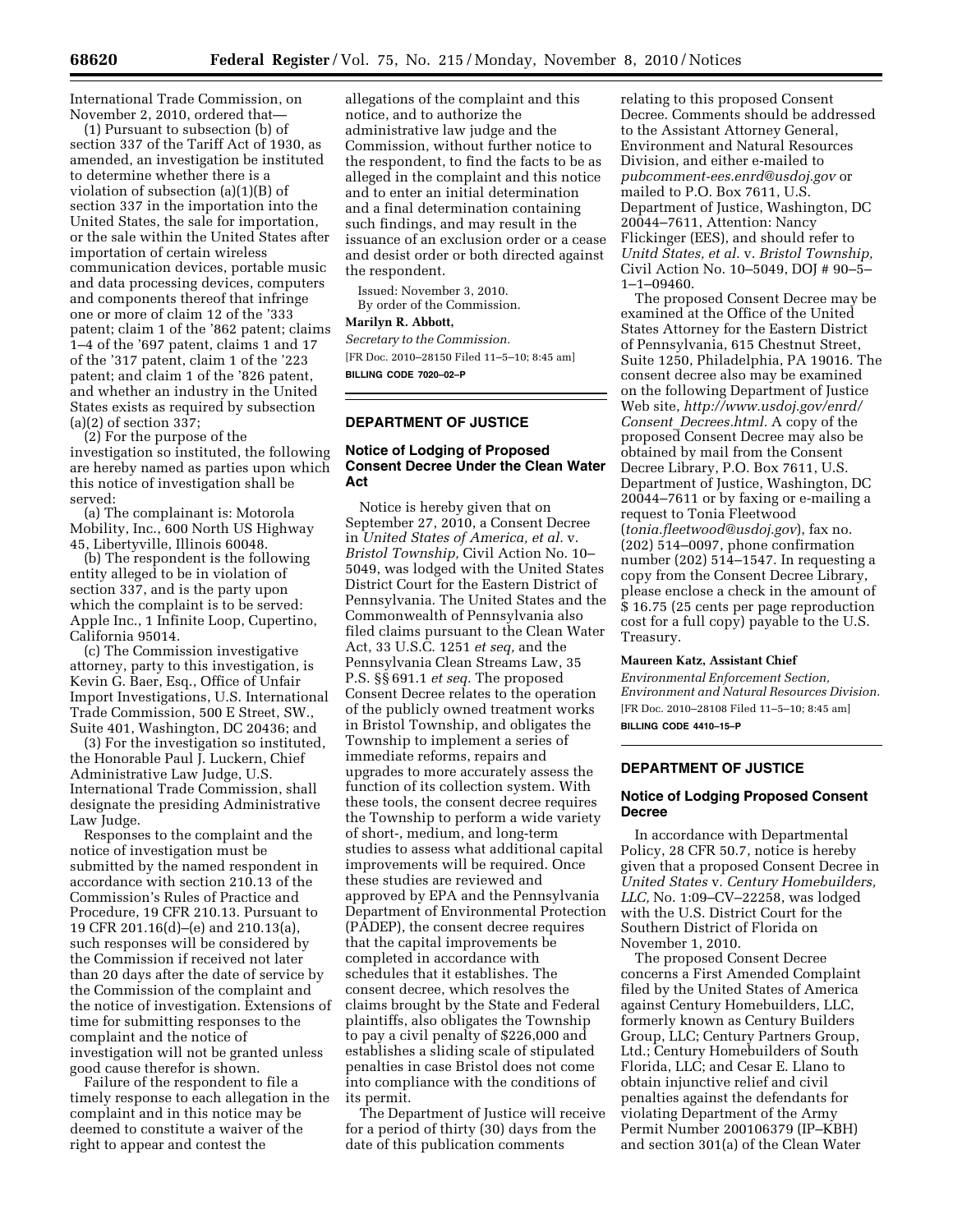International Trade Commission, on November 2, 2010, ordered that—

(1) Pursuant to subsection (b) of section 337 of the Tariff Act of 1930, as amended, an investigation be instituted to determine whether there is a violation of subsection (a)(1)(B) of section 337 in the importation into the United States, the sale for importation, or the sale within the United States after importation of certain wireless communication devices, portable music and data processing devices, computers and components thereof that infringe one or more of claim 12 of the '333 patent; claim 1 of the '862 patent; claims 1–4 of the '697 patent, claims 1 and 17 of the '317 patent, claim 1 of the '223 patent; and claim 1 of the '826 patent, and whether an industry in the United States exists as required by subsection (a)(2) of section 337;

(2) For the purpose of the investigation so instituted, the following are hereby named as parties upon which this notice of investigation shall be served:

(a) The complainant is: Motorola Mobility, Inc., 600 North US Highway 45, Libertyville, Illinois 60048.

(b) The respondent is the following entity alleged to be in violation of section 337, and is the party upon which the complaint is to be served: Apple Inc., 1 Infinite Loop, Cupertino, California 95014.

(c) The Commission investigative attorney, party to this investigation, is Kevin G. Baer, Esq., Office of Unfair Import Investigations, U.S. International Trade Commission, 500 E Street, SW., Suite 401, Washington, DC 20436; and

(3) For the investigation so instituted, the Honorable Paul J. Luckern, Chief Administrative Law Judge, U.S. International Trade Commission, shall designate the presiding Administrative Law Judge.

Responses to the complaint and the notice of investigation must be submitted by the named respondent in accordance with section 210.13 of the Commission's Rules of Practice and Procedure, 19 CFR 210.13. Pursuant to 19 CFR 201.16(d)–(e) and 210.13(a), such responses will be considered by the Commission if received not later than 20 days after the date of service by the Commission of the complaint and the notice of investigation. Extensions of time for submitting responses to the complaint and the notice of investigation will not be granted unless good cause therefor is shown.

Failure of the respondent to file a timely response to each allegation in the complaint and in this notice may be deemed to constitute a waiver of the right to appear and contest the allegations of the complaint and this notice, and to authorize the administrative law judge and the Commission, without further notice to the respondent, to find the facts to be as alleged in the complaint and this notice and to enter an initial determination and a final determination containing such findings, and may result in the issuance of an exclusion order or a cease and desist order or both directed against the respondent.

Issued: November 3, 2010.

By order of the Commission.

**Marilyn R. Abbott,**

*Secretary to the Commission.*

[FR Doc. 2010–28150 Filed 11–5–10; 8:45 am]

**BILLING CODE 7020–02–P**

## DEPARTMENT OF JUSTICE

### Notice of Lodging of Proposed Consent Decree Under the Clean Water Act

Notice is hereby given that on September 27, 2010, a Consent Decree in *United States of America, et al.* v. *Bristol Township,* Civil Action No. 10–5049, was lodged with the United States District Court for the Eastern District of Pennsylvania. The United States and the Commonwealth of Pennsylvania also filed claims pursuant to the Clean Water Act, 33 U.S.C. 1251 *et seq,* and the Pennsylvania Clean Streams Law, 35 P.S. §§ 691.1 *et seq.* The proposed Consent Decree relates to the operation of the publicly owned treatment works in Bristol Township, and obligates the Township to implement a series of immediate reforms, repairs and upgrades to more accurately assess the function of its collection system. With these tools, the consent decree requires the Township to perform a wide variety of short-, medium, and long-term studies to assess what additional capital improvements will be required. Once these studies are reviewed and approved by EPA and the Pennsylvania Department of Environmental Protection (PADEP), the consent decree requires that the capital improvements be completed in accordance with schedules that it establishes. The consent decree, which resolves the claims brought by the State and Federal plaintiffs, also obligates the Township to pay a civil penalty of $226,000 and establishes a sliding scale of stipulated penalties in case Bristol does not come into compliance with the conditions of its permit.

The Department of Justice will receive for a period of thirty (30) days from the date of this publication comments relating to this proposed Consent Decree. Comments should be addressed to the Assistant Attorney General, Environment and Natural Resources Division, and either e-mailed to *pubcomment-ees.enrd@usdoj.gov* or mailed to P.O. Box 7611, U.S. Department of Justice, Washington, DC 20044–7611, Attention: Nancy Flickinger (EES), and should refer to *Unitd States, et al.* v. *Bristol Township,* Civil Action No. 10–5049, DOJ # 90–5–1–1–09460.

The proposed Consent Decree may be examined at the Office of the United States Attorney for the Eastern District of Pennsylvania, 615 Chestnut Street, Suite 1250, Philadelphia, PA 19016. The consent decree also may be examined on the following Department of Justice Web site, *http://www.usdoj.gov/enrd/Consent_Decrees.html.* A copy of the proposed Consent Decree may also be obtained by mail from the Consent Decree Library, P.O. Box 7611, U.S. Department of Justice, Washington, DC 20044–7611 or by faxing or e-mailing a request to Tonia Fleetwood (*tonia.fleetwood@usdoj.gov*), fax no. (202) 514–0097, phone confirmation number (202) 514–1547. In requesting a copy from the Consent Decree Library, please enclose a check in the amount of $ 16.75 (25 cents per page reproduction cost for a full copy) payable to the U.S. Treasury.

**Maureen Katz, Assistant Chief**

*Environmental Enforcement Section, Environment and Natural Resources Division.*

[FR Doc. 2010–28108 Filed 11–5–10; 8:45 am]

**BILLING CODE 4410–15–P**

## DEPARTMENT OF JUSTICE

### Notice of Lodging Proposed Consent Decree

In accordance with Departmental Policy, 28 CFR 50.7, notice is hereby given that a proposed Consent Decree in *United States* v. *Century Homebuilders, LLC,* No. 1:09–CV–22258, was lodged with the U.S. District Court for the Southern District of Florida on November 1, 2010.

The proposed Consent Decree concerns a First Amended Complaint filed by the United States of America against Century Homebuilders, LLC, formerly known as Century Builders Group, LLC; Century Partners Group, Ltd.; Century Homebuilders of South Florida, LLC; and Cesar E. Llano to obtain injunctive relief and civil penalties against the defendants for violating Department of the Army Permit Number 200106379 (IP–KBH) and section 301(a) of the Clean Water